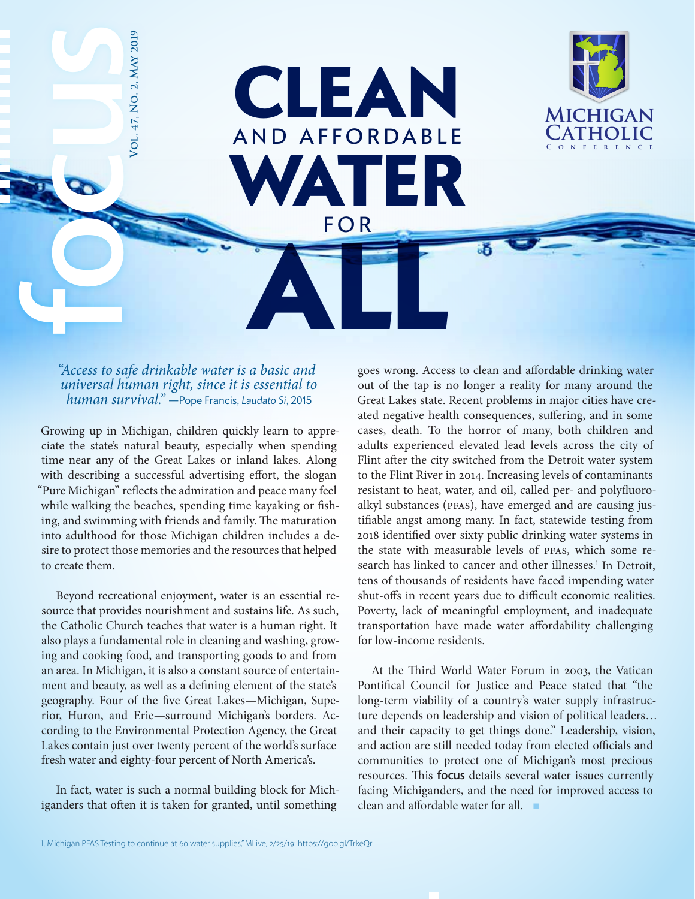# CLEAN AND AFFORDABLE WATER FOR ALL

*"Access to safe drinkable water is a basic and universal human right, since it is essential to human survival."* —Pope Francis, *Laudato Si*, 2015

Growing up in Michigan, children quickly learn to appreciate the state's natural beauty, especially when spending time near any of the Great Lakes or inland lakes. Along with describing a successful advertising effort, the slogan "Pure Michigan" reflects the admiration and peace many feel while walking the beaches, spending time kayaking or fishing, and swimming with friends and family. The maturation into adulthood for those Michigan children includes a desire to protect those memories and the resources that helped to create them.

Beyond recreational enjoyment, water is an essential resource that provides nourishment and sustains life. As such, the Catholic Church teaches that water is a human right. It also plays a fundamental role in cleaning and washing, growing and cooking food, and transporting goods to and from an area. In Michigan, it is also a constant source of entertainment and beauty, as well as a defining element of the state's geography. Four of the five Great Lakes—Michigan, Superior, Huron, and Erie—surround Michigan's borders. According to the Environmental Protection Agency, the Great Lakes contain just over twenty percent of the world's surface fresh water and eighty-four percent of North America's.

In fact, water is such a normal building block for Michiganders that often it is taken for granted, until something goes wrong. Access to clean and affordable drinking water out of the tap is no longer a reality for many around the Great Lakes state. Recent problems in major cities have created negative health consequences, suffering, and in some cases, death. To the horror of many, both children and adults experienced elevated lead levels across the city of Flint after the city switched from the Detroit water system to the Flint River in 2014. Increasing levels of contaminants resistant to heat, water, and oil, called per- and polyfluoroalkyl substances (PFAS), have emerged and are causing justifiable angst among many. In fact, statewide testing from 2018 identified over sixty public drinking water systems in the state with measurable levels of PFAS, which some research has linked to cancer and other illnesses.[1] In Detroit, tens of thousands of residents have faced impending water shut-offs in recent years due to difficult economic realities. Poverty, lack of meaningful employment, and inadequate transportation have made water affordability challenging for low-income residents.

At the Third World Water Forum in 2003, the Vatican Pontifical Council for Justice and Peace stated that "the long-term viability of a country's water supply infrastructure depends on leadership and vision of political leaders… and their capacity to get things done." Leadership, vision, and action are still needed today from elected officials and communities to protect one of Michigan's most precious resources. This **focus** details several water issues currently facing Michiganders, and the need for improved access to clean and affordable water for all.

1. Michigan PFAS Testing to continue at 60 water supplies," MLive, 2/25/19: https://goo.gl/TrkeQr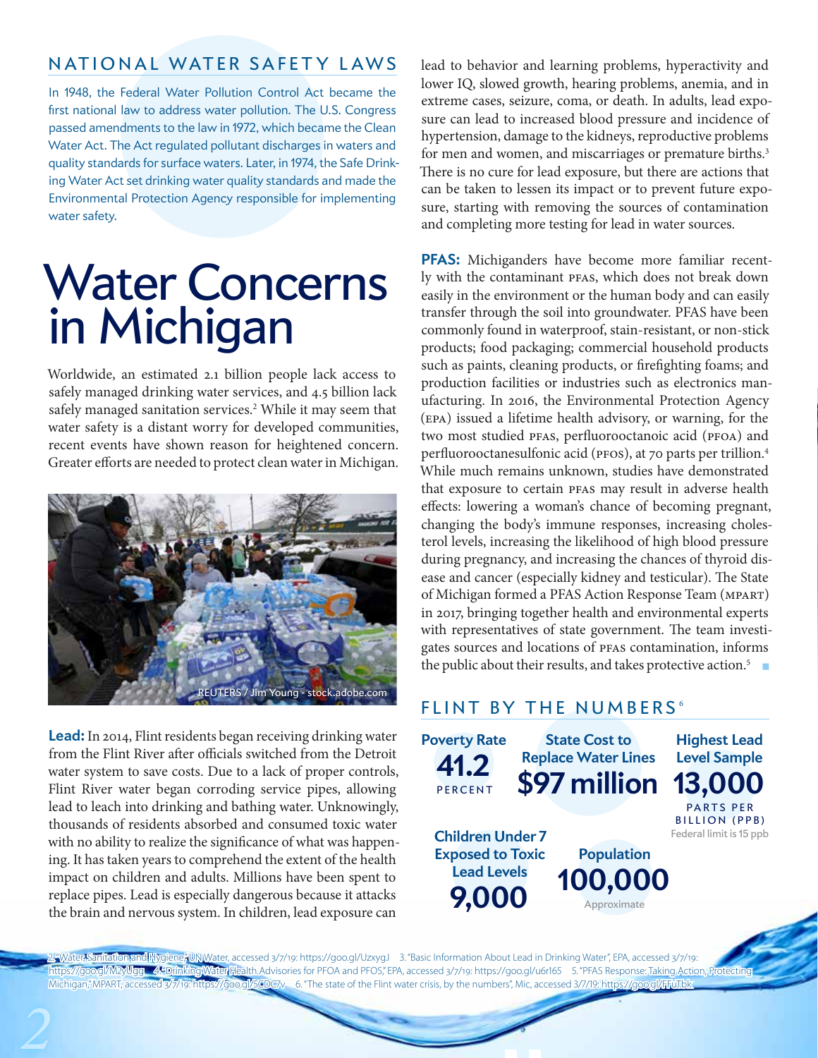## NATIONAL WATER SAFETY LAWS

In 1948, the Federal Water Pollution Control Act became the first national law to address water pollution. The U.S. Congress passed amendments to the law in 1972, which became the Clean Water Act. The Act regulated pollutant discharges in waters and quality standards for surface waters. Later, in 1974, the Safe Drinking Water Act set drinking water quality standards and made the Environmental Protection Agency responsible for implementing water safety.

# Water Concerns in Michigan

Worldwide, an estimated 2.1 billion people lack access to safely managed drinking water services, and 4.5 billion lack safely managed sanitation services.[2] While it may seem that water safety is a distant worry for developed communities, recent events have shown reason for heightened concern. Greater efforts are needed to protect clean water in Michigan.

REUTERS / Jim Young - stock.adobe.com

**Lead:** In 2014, Flint residents began receiving drinking water from the Flint River after officials switched from the Detroit water system to save costs. Due to a lack of proper controls, Flint River water began corroding service pipes, allowing lead to leach into drinking and bathing water. Unknowingly, thousands of residents absorbed and consumed toxic water with no ability to realize the significance of what was happening. It has taken years to comprehend the extent of the health impact on children and adults. Millions have been spent to replace pipes. Lead is especially dangerous because it attacks the brain and nervous system. In children, lead exposure can lead to behavior and learning problems, hyperactivity and lower IQ, slowed growth, hearing problems, anemia, and in extreme cases, seizure, coma, or death. In adults, lead exposure can lead to increased blood pressure and incidence of hypertension, damage to the kidneys, reproductive problems for men and women, and miscarriages or premature births.[3] There is no cure for lead exposure, but there are actions that can be taken to lessen its impact or to prevent future exposure, starting with removing the sources of contamination and completing more testing for lead in water sources.

**PFAS:** Michiganders have become more familiar recently with the contaminant PFAS, which does not break down easily in the environment or the human body and can easily transfer through the soil into groundwater. PFAS have been commonly found in waterproof, stain-resistant, or non-stick products; food packaging; commercial household products such as paints, cleaning products, or firefighting foams; and production facilities or industries such as electronics manufacturing. In 2016, the Environmental Protection Agency (EPA) issued a lifetime health advisory, or warning, for the two most studied PFAS, perfluorooctanoic acid (PFOA) and perfluorooctanesulfonic acid (PFOS), at 70 parts per trillion.[4] While much remains unknown, studies have demonstrated that exposure to certain PFAS may result in adverse health effects: lowering a woman's chance of becoming pregnant, changing the body's immune responses, increasing cholesterol levels, increasing the likelihood of high blood pressure during pregnancy, and increasing the chances of thyroid disease and cancer (especially kidney and testicular). The State of Michigan formed a PFAS Action Response Team (MPART) in 2017, bringing together health and environmental experts with representatives of state government. The team investigates sources and locations of PFAS contamination, informs the public about their results, and takes protective action.[5]

## FLINT BY THE NUMBERS[6]

**Poverty Rate**
**41.2** PERCENT

**State Cost to Replace Water Lines**
**$97 million**

**Highest Lead Level Sample**
**13,000** PARTS PER BILLION (PPB)
Federal limit is 15 ppb

**Children Under 7 Exposed to Toxic Lead Levels**
**9,000**

**Population**
**100,000**
Approximate

2. "Water, Sanitation and Hygiene," UN Water, accessed 3/7/19: https://goo.gl/UzxygJ 3. "Basic Information About Lead in Drinking Water", EPA, accessed 3/7/19: https://goo.gl/M2yUgg 4. "Drinking Water Health Advisories for PFOA and PFOS," EPA, accessed 3/7/19: https://goo.gl/u6r165 5. "PFAS Response: Taking Action, Protecting Michigan," MPART, accessed 3/7/19: https://goo.gl/5CDC7v 6. "The state of the Flint water crisis, by the numbers", Mic, accessed 3/7/19: https://goo.gl/FFuTbk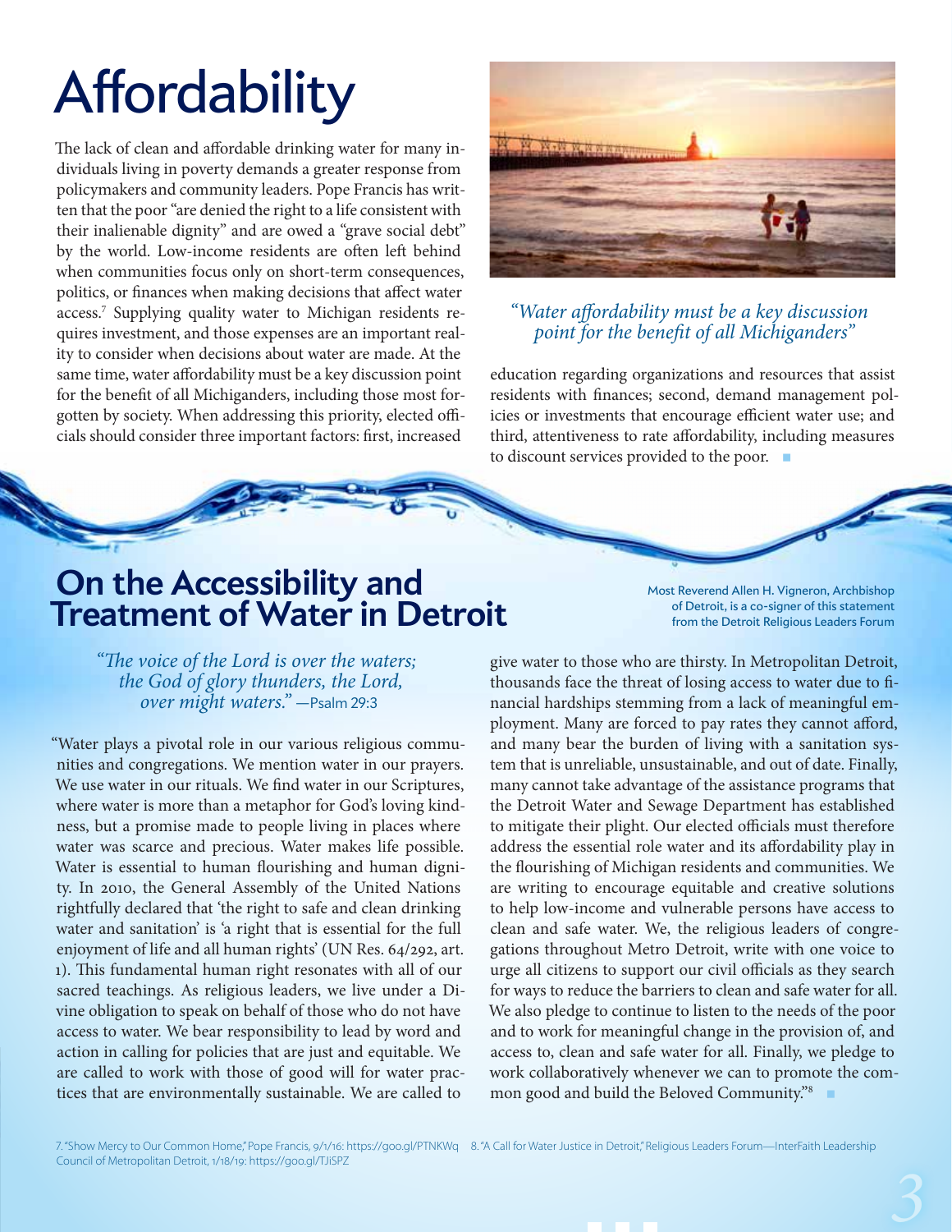# Affordability

The lack of clean and affordable drinking water for many individuals living in poverty demands a greater response from policymakers and community leaders. Pope Francis has written that the poor "are denied the right to a life consistent with their inalienable dignity" and are owed a "grave social debt" by the world. Low-income residents are often left behind when communities focus only on short-term consequences, politics, or finances when making decisions that affect water access.[7] Supplying quality water to Michigan residents requires investment, and those expenses are an important reality to consider when decisions about water are made. At the same time, water affordability must be a key discussion point for the benefit of all Michiganders, including those most forgotten by society. When addressing this priority, elected officials should consider three important factors: first, increased education regarding organizations and resources that assist residents with finances; second, demand management policies or investments that encourage efficient water use; and third, attentiveness to rate affordability, including measures to discount services provided to the poor.

*"Water affordability must be a key discussion point for the benefit of all Michiganders"*

## On the Accessibility and Treatment of Water in Detroit

Most Reverend Allen H. Vigneron, Archbishop of Detroit, is a co-signer of this statement from the Detroit Religious Leaders Forum

*"The voice of the Lord is over the waters; the God of glory thunders, the Lord, over might waters."* —Psalm 29:3

"Water plays a pivotal role in our various religious communities and congregations. We mention water in our prayers. We use water in our rituals. We find water in our Scriptures, where water is more than a metaphor for God's loving kindness, but a promise made to people living in places where water was scarce and precious. Water makes life possible. Water is essential to human flourishing and human dignity. In 2010, the General Assembly of the United Nations rightfully declared that 'the right to safe and clean drinking water and sanitation' is 'a right that is essential for the full enjoyment of life and all human rights' (UN Res. 64/292, art. 1). This fundamental human right resonates with all of our sacred teachings. As religious leaders, we live under a Divine obligation to speak on behalf of those who do not have access to water. We bear responsibility to lead by word and action in calling for policies that are just and equitable. We are called to work with those of good will for water practices that are environmentally sustainable. We are called to give water to those who are thirsty. In Metropolitan Detroit, thousands face the threat of losing access to water due to financial hardships stemming from a lack of meaningful employment. Many are forced to pay rates they cannot afford, and many bear the burden of living with a sanitation system that is unreliable, unsustainable, and out of date. Finally, many cannot take advantage of the assistance programs that the Detroit Water and Sewage Department has established to mitigate their plight. Our elected officials must therefore address the essential role water and its affordability play in the flourishing of Michigan residents and communities. We are writing to encourage equitable and creative solutions to help low-income and vulnerable persons have access to clean and safe water. We, the religious leaders of congregations throughout Metro Detroit, write with one voice to urge all citizens to support our civil officials as they search for ways to reduce the barriers to clean and safe water for all. We also pledge to continue to listen to the needs of the poor and to work for meaningful change in the provision of, and access to, clean and safe water for all. Finally, we pledge to work collaboratively whenever we can to promote the common good and build the Beloved Community."[8]

7. "Show Mercy to Our Common Home," Pope Francis, 9/1/16: https://goo.gl/PTNKWq 8. "A Call for Water Justice in Detroit," Religious Leaders Forum—InterFaith Leadership Council of Metropolitan Detroit, 1/18/19: https://goo.gl/TJiSPZ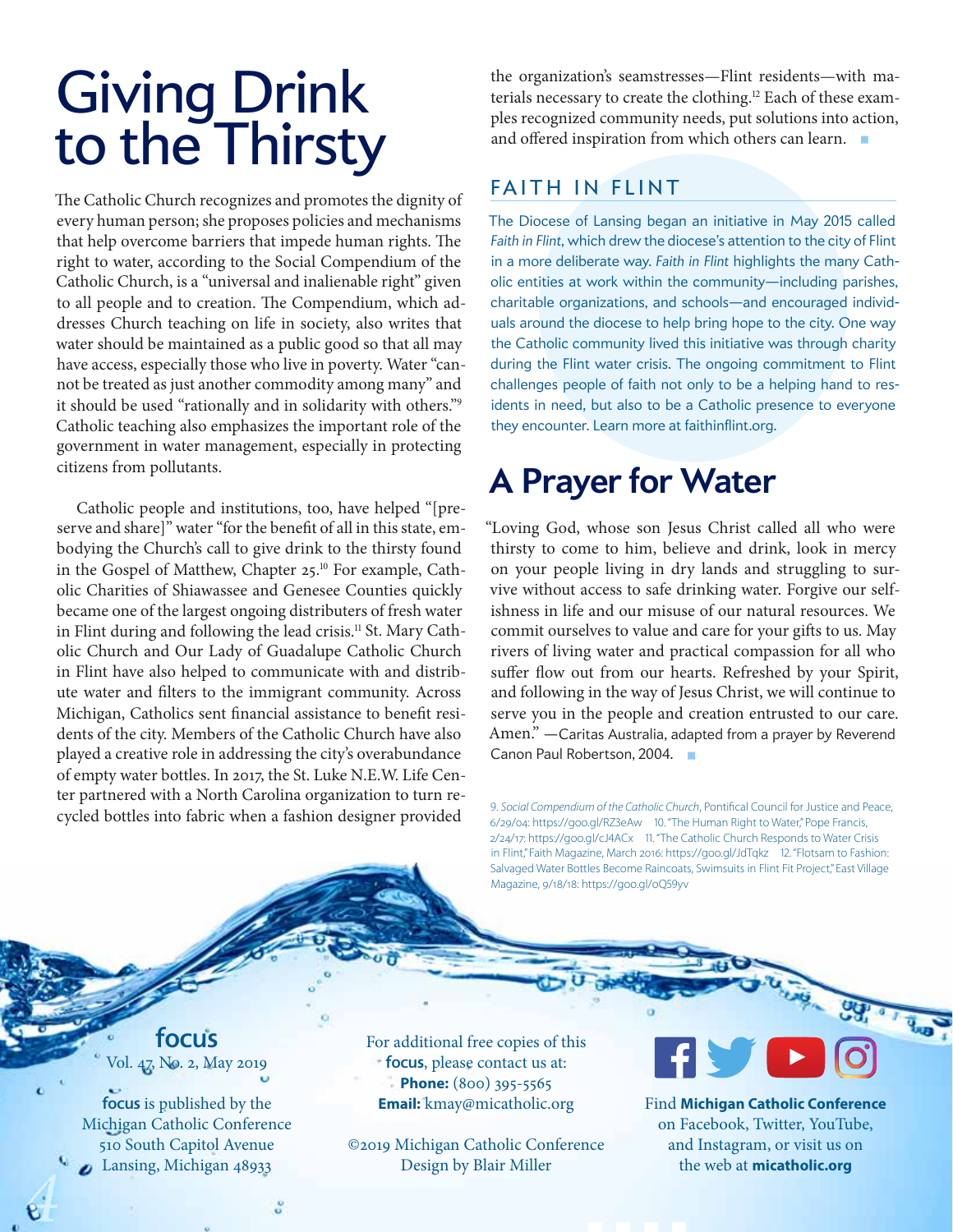# Giving Drink to the Thirsty

The Catholic Church recognizes and promotes the dignity of every human person; she proposes policies and mechanisms that help overcome barriers that impede human rights. The right to water, according to the Social Compendium of the Catholic Church, is a "universal and inalienable right" given to all people and to creation. The Compendium, which addresses Church teaching on life in society, also writes that water should be maintained as a public good so that all may have access, especially those who live in poverty. Water "cannot be treated as just another commodity among many" and it should be used "rationally and in solidarity with others."[9] Catholic teaching also emphasizes the important role of the government in water management, especially in protecting citizens from pollutants.

Catholic people and institutions, too, have helped "[preserve and share]" water "for the benefit of all in this state, embodying the Church's call to give drink to the thirsty found in the Gospel of Matthew, Chapter 25.[10] For example, Catholic Charities of Shiawassee and Genesee Counties quickly became one of the largest ongoing distributers of fresh water in Flint during and following the lead crisis.[11] St. Mary Catholic Church and Our Lady of Guadalupe Catholic Church in Flint have also helped to communicate with and distribute water and filters to the immigrant community. Across Michigan, Catholics sent financial assistance to benefit residents of the city. Members of the Catholic Church have also played a creative role in addressing the city's overabundance of empty water bottles. In 2017, the St. Luke N.E.W. Life Center partnered with a North Carolina organization to turn recycled bottles into fabric when a fashion designer provided the organization's seamstresses—Flint residents—with materials necessary to create the clothing.[12] Each of these examples recognized community needs, put solutions into action, and offered inspiration from which others can learn.

## FAITH IN FLINT

The Diocese of Lansing began an initiative in May 2015 called *Faith in Flint*, which drew the diocese's attention to the city of Flint in a more deliberate way. *Faith in Flint* highlights the many Catholic entities at work within the community—including parishes, charitable organizations, and schools—and encouraged individuals around the diocese to help bring hope to the city. One way the Catholic community lived this initiative was through charity during the Flint water crisis. The ongoing commitment to Flint challenges people of faith not only to be a helping hand to residents in need, but also to be a Catholic presence to everyone they encounter. Learn more at faithinflint.org.

# A Prayer for Water

"Loving God, whose son Jesus Christ called all who were thirsty to come to him, believe and drink, look in mercy on your people living in dry lands and struggling to survive without access to safe drinking water. Forgive our selfishness in life and our misuse of our natural resources. We commit ourselves to value and care for your gifts to us. May rivers of living water and practical compassion for all who suffer flow out from our hearts. Refreshed by your Spirit, and following in the way of Jesus Christ, we will continue to serve you in the people and creation entrusted to our care. Amen." —Caritas Australia, adapted from a prayer by Reverend Canon Paul Robertson, 2004.

9. *Social Compendium of the Catholic Church*, Pontifical Council for Justice and Peace, 6/29/04: https://goo.gl/RZ3eAw 10. "The Human Right to Water," Pope Francis, 2/24/17: https://goo.gl/cJ4ACx 11. "The Catholic Church Responds to Water Crisis in Flint," Faith Magazine, March 2016: https://goo.gl/JdTqkz 12. "Flotsam to Fashion: Salvaged Water Bottles Become Raincoats, Swimsuits in Flint Fit Project," East Village Magazine, 9/18/18: https://goo.gl/oQ59yv

**focus**
Vol. 47, No. 2, May 2019

**focus** is published by the Michigan Catholic Conference
510 South Capitol Avenue
Lansing, Michigan 48933

For additional free copies of this **focus**, please contact us at:
**Phone:** (800) 395-5565
**Email:** kmay@micatholic.org

©2019 Michigan Catholic Conference
Design by Blair Miller

Find **Michigan Catholic Conference** on Facebook, Twitter, YouTube, and Instagram, or visit us on the web at **micatholic.org**